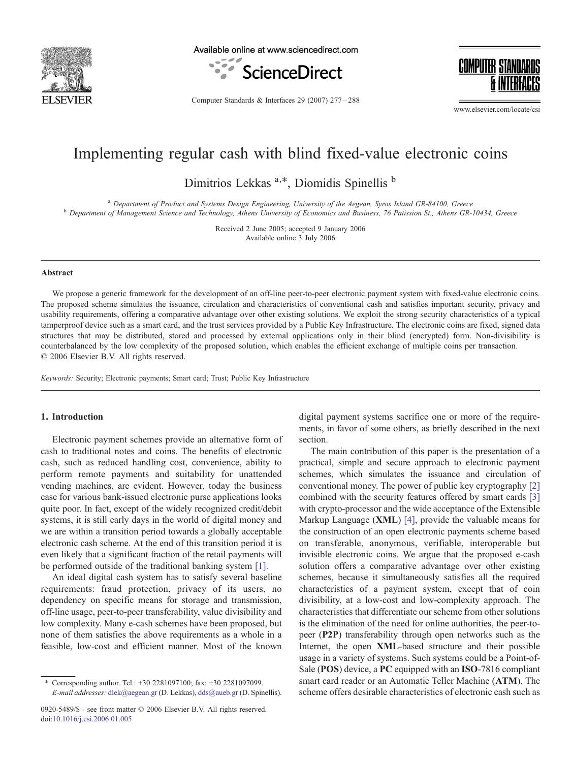# Implementing regular cash with blind fixed-value electronic coins

Dimitrios Lekkas [a,*], Diomidis Spinellis [b]

[a] Department of Product and Systems Design Engineering, University of the Aegean, Syros Island GR-84100, Greece
[b] Department of Management Science and Technology, Athens University of Economics and Business, 76 Patission St., Athens GR-10434, Greece

Received 2 June 2005; accepted 9 January 2006
Available online 3 July 2006

## Abstract

We propose a generic framework for the development of an off-line peer-to-peer electronic payment system with fixed-value electronic coins. The proposed scheme simulates the issuance, circulation and characteristics of conventional cash and satisfies important security, privacy and usability requirements, offering a comparative advantage over other existing solutions. We exploit the strong security characteristics of a typical tamperproof device such as a smart card, and the trust services provided by a Public Key Infrastructure. The electronic coins are fixed, signed data structures that may be distributed, stored and processed by external applications only in their blind (encrypted) form. Non-divisibility is counterbalanced by the low complexity of the proposed solution, which enables the efficient exchange of multiple coins per transaction.
© 2006 Elsevier B.V. All rights reserved.

*Keywords:* Security; Electronic payments; Smart card; Trust; Public Key Infrastructure

## 1. Introduction

Electronic payment schemes provide an alternative form of cash to traditional notes and coins. The benefits of electronic cash, such as reduced handling cost, convenience, ability to perform remote payments and suitability for unattended vending machines, are evident. However, today the business case for various bank-issued electronic purse applications looks quite poor. In fact, except of the widely recognized credit/debit systems, it is still early days in the world of digital money and we are within a transition period towards a globally acceptable electronic cash scheme. At the end of this transition period it is even likely that a significant fraction of the retail payments will be performed outside of the traditional banking system [1].

An ideal digital cash system has to satisfy several baseline requirements: fraud protection, privacy of its users, no dependency on specific means for storage and transmission, off-line usage, peer-to-peer transferability, value divisibility and low complexity. Many e-cash schemes have been proposed, but none of them satisfies the above requirements as a whole in a feasible, low-cost and efficient manner. Most of the known digital payment systems sacrifice one or more of the requirements, in favor of some others, as briefly described in the next section.

The main contribution of this paper is the presentation of a practical, simple and secure approach to electronic payment schemes, which simulates the issuance and circulation of conventional money. The power of public key cryptography [2] combined with the security features offered by smart cards [3] with crypto-processor and the wide acceptance of the Extensible Markup Language (**XML**) [4], provide the valuable means for the construction of an open electronic payments scheme based on transferable, anonymous, verifiable, interoperable but invisible electronic coins. We argue that the proposed e-cash solution offers a comparative advantage over other existing schemes, because it simultaneously satisfies all the required characteristics of a payment system, except that of coin divisibility, at a low-cost and low-complexity approach. The characteristics that differentiate our scheme from other solutions is the elimination of the need for online authorities, the peer-to-peer (**P2P**) transferability through open networks such as the Internet, the open **XML**-based structure and their possible usage in a variety of systems. Such systems could be a Point-of-Sale (**POS**) device, a **PC** equipped with an **ISO**-7816 compliant smart card reader or an Automatic Teller Machine (**ATM**). The scheme offers desirable characteristics of electronic cash such as

* Corresponding author. Tel.: +30 2281097100; fax: +30 2281097099.
*E-mail addresses:* dlek@aegean.gr (D. Lekkas), dds@aueb.gr (D. Spinellis).

0920-5489/$ - see front matter © 2006 Elsevier B.V. All rights reserved.
doi:10.1016/j.csi.2006.01.005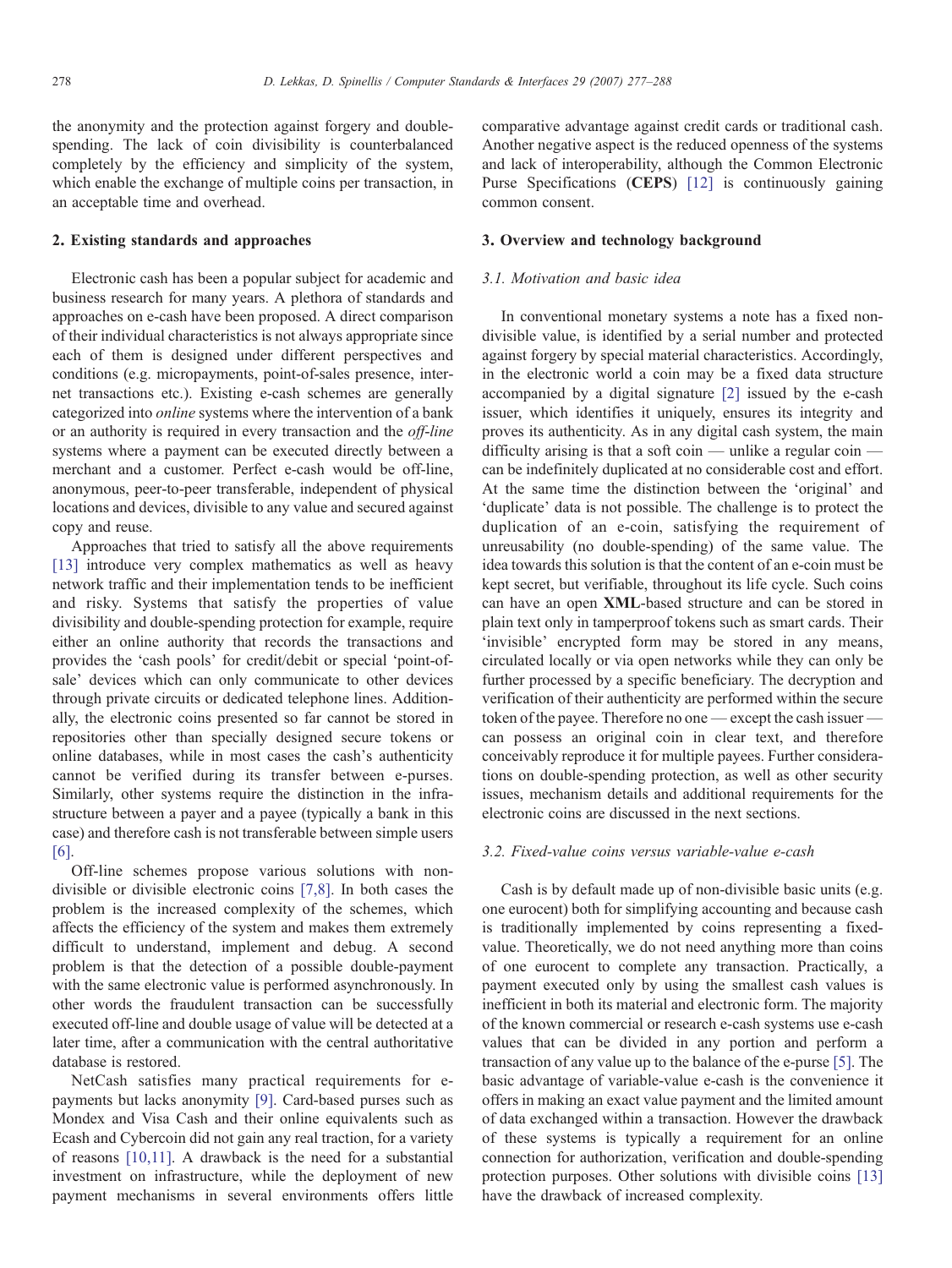the anonymity and the protection against forgery and double-spending. The lack of coin divisibility is counterbalanced completely by the efficiency and simplicity of the system, which enable the exchange of multiple coins per transaction, in an acceptable time and overhead.

## 2. Existing standards and approaches

Electronic cash has been a popular subject for academic and business research for many years. A plethora of standards and approaches on e-cash have been proposed. A direct comparison of their individual characteristics is not always appropriate since each of them is designed under different perspectives and conditions (e.g. micropayments, point-of-sales presence, internet transactions etc.). Existing e-cash schemes are generally categorized into *online* systems where the intervention of a bank or an authority is required in every transaction and the *off-line* systems where a payment can be executed directly between a merchant and a customer. Perfect e-cash would be off-line, anonymous, peer-to-peer transferable, independent of physical locations and devices, divisible to any value and secured against copy and reuse.

Approaches that tried to satisfy all the above requirements [13] introduce very complex mathematics as well as heavy network traffic and their implementation tends to be inefficient and risky. Systems that satisfy the properties of value divisibility and double-spending protection for example, require either an online authority that records the transactions and provides the 'cash pools' for credit/debit or special 'point-of-sale' devices which can only communicate to other devices through private circuits or dedicated telephone lines. Additionally, the electronic coins presented so far cannot be stored in repositories other than specially designed secure tokens or online databases, while in most cases the cash's authenticity cannot be verified during its transfer between e-purses. Similarly, other systems require the distinction in the infrastructure between a payer and a payee (typically a bank in this case) and therefore cash is not transferable between simple users [6].

Off-line schemes propose various solutions with non-divisible or divisible electronic coins [7,8]. In both cases the problem is the increased complexity of the schemes, which affects the efficiency of the system and makes them extremely difficult to understand, implement and debug. A second problem is that the detection of a possible double-payment with the same electronic value is performed asynchronously. In other words the fraudulent transaction can be successfully executed off-line and double usage of value will be detected at a later time, after a communication with the central authoritative database is restored.

NetCash satisfies many practical requirements for e-payments but lacks anonymity [9]. Card-based purses such as Mondex and Visa Cash and their online equivalents such as Ecash and Cybercoin did not gain any real traction, for a variety of reasons [10,11]. A drawback is the need for a substantial investment on infrastructure, while the deployment of new payment mechanisms in several environments offers little comparative advantage against credit cards or traditional cash. Another negative aspect is the reduced openness of the systems and lack of interoperability, although the Common Electronic Purse Specifications (**CEPS**) [12] is continuously gaining common consent.

## 3. Overview and technology background

### 3.1. Motivation and basic idea

In conventional monetary systems a note has a fixed non-divisible value, is identified by a serial number and protected against forgery by special material characteristics. Accordingly, in the electronic world a coin may be a fixed data structure accompanied by a digital signature [2] issued by the e-cash issuer, which identifies it uniquely, ensures its integrity and proves its authenticity. As in any digital cash system, the main difficulty arising is that a soft coin — unlike a regular coin — can be indefinitely duplicated at no considerable cost and effort. At the same time the distinction between the 'original' and 'duplicate' data is not possible. The challenge is to protect the duplication of an e-coin, satisfying the requirement of unreusability (no double-spending) of the same value. The idea towards this solution is that the content of an e-coin must be kept secret, but verifiable, throughout its life cycle. Such coins can have an open **XML**-based structure and can be stored in plain text only in tamperproof tokens such as smart cards. Their 'invisible' encrypted form may be stored in any means, circulated locally or via open networks while they can only be further processed by a specific beneficiary. The decryption and verification of their authenticity are performed within the secure token of the payee. Therefore no one — except the cash issuer — can possess an original coin in clear text, and therefore conceivably reproduce it for multiple payees. Further considerations on double-spending protection, as well as other security issues, mechanism details and additional requirements for the electronic coins are discussed in the next sections.

### 3.2. Fixed-value coins versus variable-value e-cash

Cash is by default made up of non-divisible basic units (e.g. one eurocent) both for simplifying accounting and because cash is traditionally implemented by coins representing a fixed-value. Theoretically, we do not need anything more than coins of one eurocent to complete any transaction. Practically, a payment executed only by using the smallest cash values is inefficient in both its material and electronic form. The majority of the known commercial or research e-cash systems use e-cash values that can be divided in any portion and perform a transaction of any value up to the balance of the e-purse [5]. The basic advantage of variable-value e-cash is the convenience it offers in making an exact value payment and the limited amount of data exchanged within a transaction. However the drawback of these systems is typically a requirement for an online connection for authorization, verification and double-spending protection purposes. Other solutions with divisible coins [13] have the drawback of increased complexity.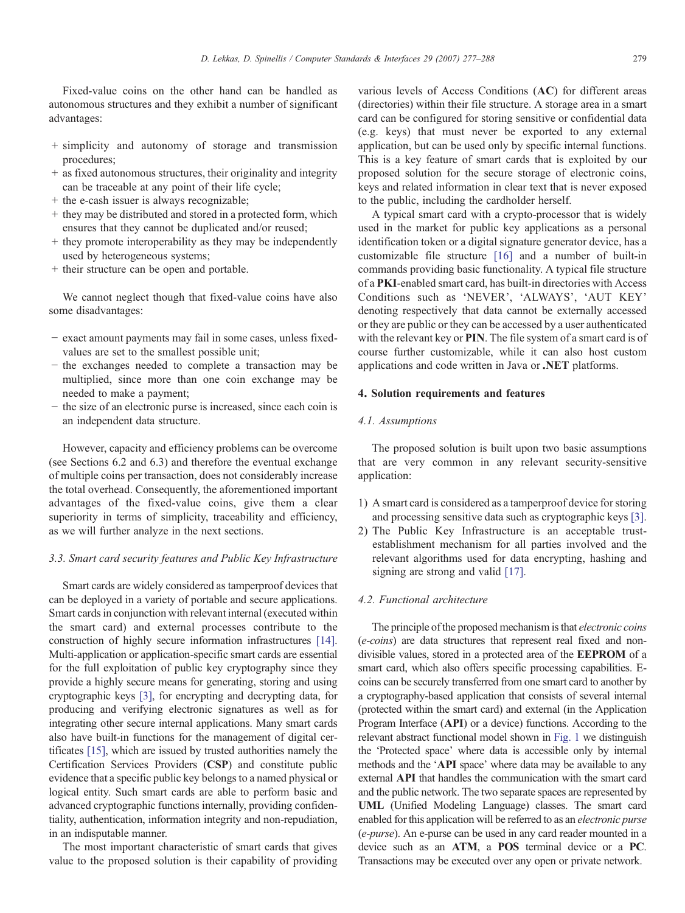Fixed-value coins on the other hand can be handled as autonomous structures and they exhibit a number of significant advantages:

+ simplicity and autonomy of storage and transmission procedures;
+ as fixed autonomous structures, their originality and integrity can be traceable at any point of their life cycle;
+ the e-cash issuer is always recognizable;
+ they may be distributed and stored in a protected form, which ensures that they cannot be duplicated and/or reused;
+ they promote interoperability as they may be independently used by heterogeneous systems;
+ their structure can be open and portable.

We cannot neglect though that fixed-value coins have also some disadvantages:

− exact amount payments may fail in some cases, unless fixed-values are set to the smallest possible unit;
− the exchanges needed to complete a transaction may be multiplied, since more than one coin exchange may be needed to make a payment;
− the size of an electronic purse is increased, since each coin is an independent data structure.

However, capacity and efficiency problems can be overcome (see Sections 6.2 and 6.3) and therefore the eventual exchange of multiple coins per transaction, does not considerably increase the total overhead. Consequently, the aforementioned important advantages of the fixed-value coins, give them a clear superiority in terms of simplicity, traceability and efficiency, as we will further analyze in the next sections.

### 3.3. Smart card security features and Public Key Infrastructure

Smart cards are widely considered as tamperproof devices that can be deployed in a variety of portable and secure applications. Smart cards in conjunction with relevant internal (executed within the smart card) and external processes contribute to the construction of highly secure information infrastructures [14]. Multi-application or application-specific smart cards are essential for the full exploitation of public key cryptography since they provide a highly secure means for generating, storing and using cryptographic keys [3], for encrypting and decrypting data, for producing and verifying electronic signatures as well as for integrating other secure internal applications. Many smart cards also have built-in functions for the management of digital certificates [15], which are issued by trusted authorities namely the Certification Services Providers (**CSP**) and constitute public evidence that a specific public key belongs to a named physical or logical entity. Such smart cards are able to perform basic and advanced cryptographic functions internally, providing confidentiality, authentication, information integrity and non-repudiation, in an indisputable manner.

The most important characteristic of smart cards that gives value to the proposed solution is their capability of providing various levels of Access Conditions (**AC**) for different areas (directories) within their file structure. A storage area in a smart card can be configured for storing sensitive or confidential data (e.g. keys) that must never be exported to any external application, but can be used only by specific internal functions. This is a key feature of smart cards that is exploited by our proposed solution for the secure storage of electronic coins, keys and related information in clear text that is never exposed to the public, including the cardholder herself.

A typical smart card with a crypto-processor that is widely used in the market for public key applications as a personal identification token or a digital signature generator device, has a customizable file structure [16] and a number of built-in commands providing basic functionality. A typical file structure of a **PKI**-enabled smart card, has built-in directories with Access Conditions such as 'NEVER', 'ALWAYS', 'AUT KEY' denoting respectively that data cannot be externally accessed or they are public or they can be accessed by a user authenticated with the relevant key or **PIN**. The file system of a smart card is of course further customizable, while it can also host custom applications and code written in Java or **.NET** platforms.

## 4. Solution requirements and features

### 4.1. Assumptions

The proposed solution is built upon two basic assumptions that are very common in any relevant security-sensitive application:

1) A smart card is considered as a tamperproof device for storing and processing sensitive data such as cryptographic keys [3].
2) The Public Key Infrastructure is an acceptable trust-establishment mechanism for all parties involved and the relevant algorithms used for data encrypting, hashing and signing are strong and valid [17].

### 4.2. Functional architecture

The principle of the proposed mechanism is that *electronic coins* (*e-coins*) are data structures that represent real fixed and non-divisible values, stored in a protected area of the **EEPROM** of a smart card, which also offers specific processing capabilities. E-coins can be securely transferred from one smart card to another by a cryptography-based application that consists of several internal (protected within the smart card) and external (in the Application Program Interface (**API**) or a device) functions. According to the relevant abstract functional model shown in Fig. 1 we distinguish the 'Protected space' where data is accessible only by internal methods and the '**API** space' where data may be available to any external **API** that handles the communication with the smart card and the public network. The two separate spaces are represented by **UML** (Unified Modeling Language) classes. The smart card enabled for this application will be referred to as an *electronic purse* (*e-purse*). An e-purse can be used in any card reader mounted in a device such as an **ATM**, a **POS** terminal device or a **PC**. Transactions may be executed over any open or private network.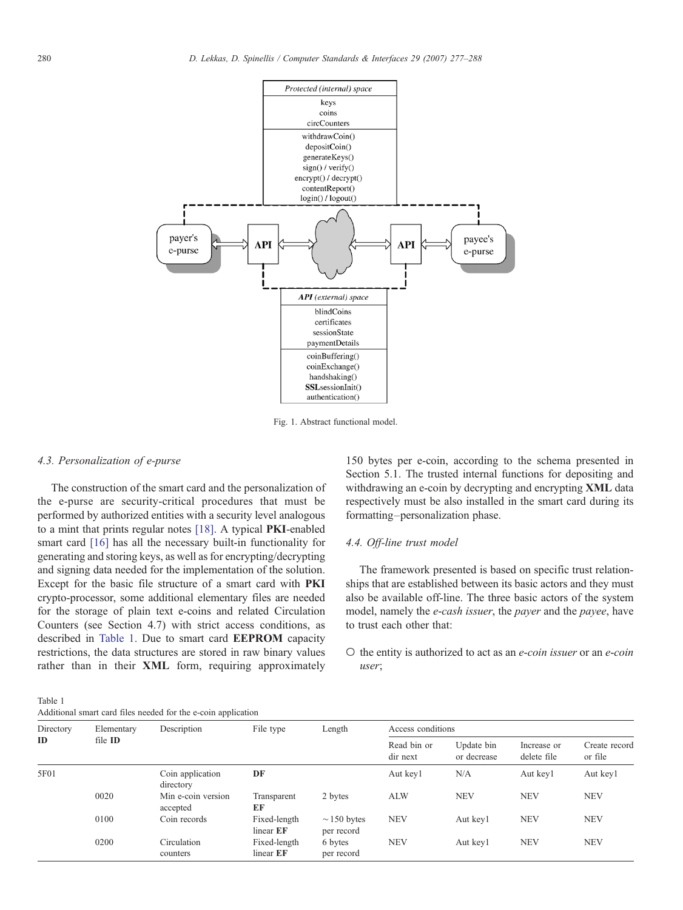Fig. 1. Abstract functional model.

### 4.3. Personalization of e-purse

The construction of the smart card and the personalization of the e-purse are security-critical procedures that must be performed by authorized entities with a security level analogous to a mint that prints regular notes [18]. A typical **PKI**-enabled smart card [16] has all the necessary built-in functionality for generating and storing keys, as well as for encrypting/decrypting and signing data needed for the implementation of the solution. Except for the basic file structure of a smart card with **PKI** crypto-processor, some additional elementary files are needed for the storage of plain text e-coins and related Circulation Counters (see Section 4.7) with strict access conditions, as described in Table 1. Due to smart card **EEPROM** capacity restrictions, the data structures are stored in raw binary values rather than in their **XML** form, requiring approximately 150 bytes per e-coin, according to the schema presented in Section 5.1. The trusted internal functions for depositing and withdrawing an e-coin by decrypting and encrypting **XML** data respectively must be also installed in the smart card during its formatting–personalization phase.

### 4.4. Off-line trust model

The framework presented is based on specific trust relationships that are established between its basic actors and they must also be available off-line. The three basic actors of the system model, namely the *e-cash issuer*, the *payer* and the *payee*, have to trust each other that:

- the entity is authorized to act as an *e-coin issuer* or an *e-coin user*;

Table 1
Additional smart card files needed for the e-coin application

| Directory **ID** | Elementary file **ID** | Description | File type | Length | Access conditions | | | |
|---|---|---|---|---|---|---|---|---|
| | | | | | Read bin or dir next | Update bin or decrease | Increase or delete file | Create record or file |
| 5F01 | | Coin application directory | **DF** | | Aut key1 | N/A | Aut key1 | Aut key1 |
| | 0020 | Min e-coin version accepted | Transparent **EF** | 2 bytes | ALW | NEV | NEV | NEV |
| | 0100 | Coin records | Fixed-length linear **EF** | ~150 bytes per record | NEV | Aut key1 | NEV | NEV |
| | 0200 | Circulation counters | Fixed-length linear **EF** | 6 bytes per record | NEV | Aut key1 | NEV | NEV |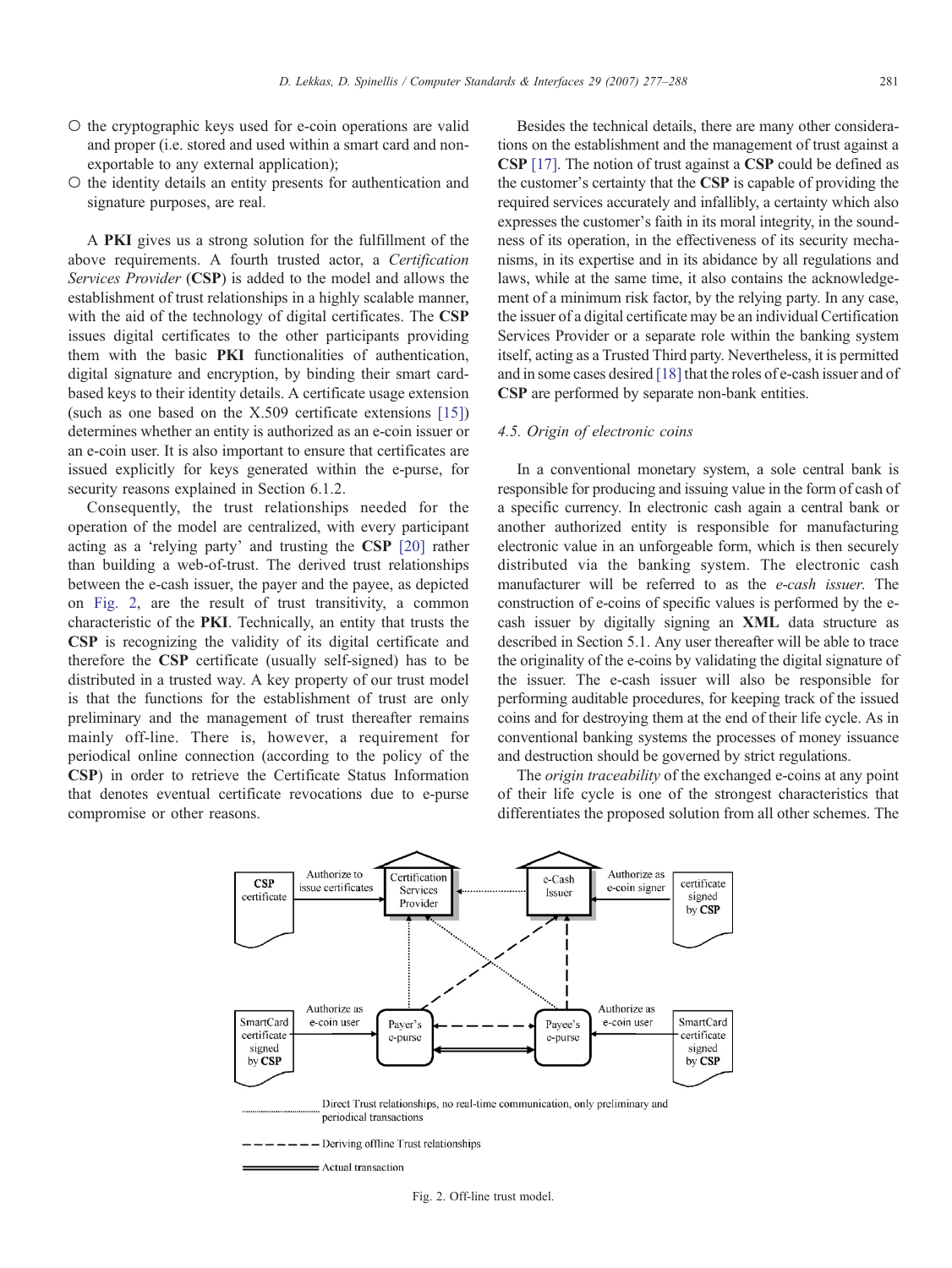○ the cryptographic keys used for e-coin operations are valid and proper (i.e. stored and used within a smart card and non-exportable to any external application);
○ the identity details an entity presents for authentication and signature purposes, are real.

A **PKI** gives us a strong solution for the fulfillment of the above requirements. A fourth trusted actor, a *Certification Services Provider* (**CSP**) is added to the model and allows the establishment of trust relationships in a highly scalable manner, with the aid of the technology of digital certificates. The **CSP** issues digital certificates to the other participants providing them with the basic **PKI** functionalities of authentication, digital signature and encryption, by binding their smart card-based keys to their identity details. A certificate usage extension (such as one based on the X.509 certificate extensions [15]) determines whether an entity is authorized as an e-coin issuer or an e-coin user. It is also important to ensure that certificates are issued explicitly for keys generated within the e-purse, for security reasons explained in Section 6.1.2.

Consequently, the trust relationships needed for the operation of the model are centralized, with every participant acting as a 'relying party' and trusting the **CSP** [20] rather than building a web-of-trust. The derived trust relationships between the e-cash issuer, the payer and the payee, as depicted on Fig. 2, are the result of trust transitivity, a common characteristic of the **PKI**. Technically, an entity that trusts the **CSP** is recognizing the validity of its digital certificate and therefore the **CSP** certificate (usually self-signed) has to be distributed in a trusted way. A key property of our trust model is that the functions for the establishment of trust are only preliminary and the management of trust thereafter remains mainly off-line. There is, however, a requirement for periodical online connection (according to the policy of the **CSP**) in order to retrieve the Certificate Status Information that denotes eventual certificate revocations due to e-purse compromise or other reasons.

Besides the technical details, there are many other considerations on the establishment and the management of trust against a **CSP** [17]. The notion of trust against a **CSP** could be defined as the customer's certainty that the **CSP** is capable of providing the required services accurately and infallibly, a certainty which also expresses the customer's faith in its moral integrity, in the soundness of its operation, in the effectiveness of its security mechanisms, in its expertise and in its abidance by all regulations and laws, while at the same time, it also contains the acknowledgement of a minimum risk factor, by the relying party. In any case, the issuer of a digital certificate may be an individual Certification Services Provider or a separate role within the banking system itself, acting as a Trusted Third party. Nevertheless, it is permitted and in some cases desired [18] that the roles of e-cash issuer and of **CSP** are performed by separate non-bank entities.

### 4.5. Origin of electronic coins

In a conventional monetary system, a sole central bank is responsible for producing and issuing value in the form of cash of a specific currency. In electronic cash again a central bank or another authorized entity is responsible for manufacturing electronic value in an unforgeable form, which is then securely distributed via the banking system. The electronic cash manufacturer will be referred to as the *e-cash issuer*. The construction of e-coins of specific values is performed by the e-cash issuer by digitally signing an **XML** data structure as described in Section 5.1. Any user thereafter will be able to trace the originality of the e-coins by validating the digital signature of the issuer. The e-cash issuer will also be responsible for performing auditable procedures, for keeping track of the issued coins and for destroying them at the end of their life cycle. As in conventional banking systems the processes of money issuance and destruction should be governed by strict regulations.

The *origin traceability* of the exchanged e-coins at any point of their life cycle is one of the strongest characteristics that differentiates the proposed solution from all other schemes. The

CSP certificate
Authorize to issue certificates
Certification Services Provider
e-Cash Issuer
Authorize as e-coin signer
certificate signed by CSP
SmartCard certificate signed by CSP
Authorize as e-coin user
Payer's e-purse
Payee's e-purse
Authorize as e-coin user
SmartCard certificate signed by CSP
Direct Trust relationships, no real-time communication, only preliminary and periodical transactions
Deriving offline Trust relationships
Actual transaction

Fig. 2. Off-line trust model.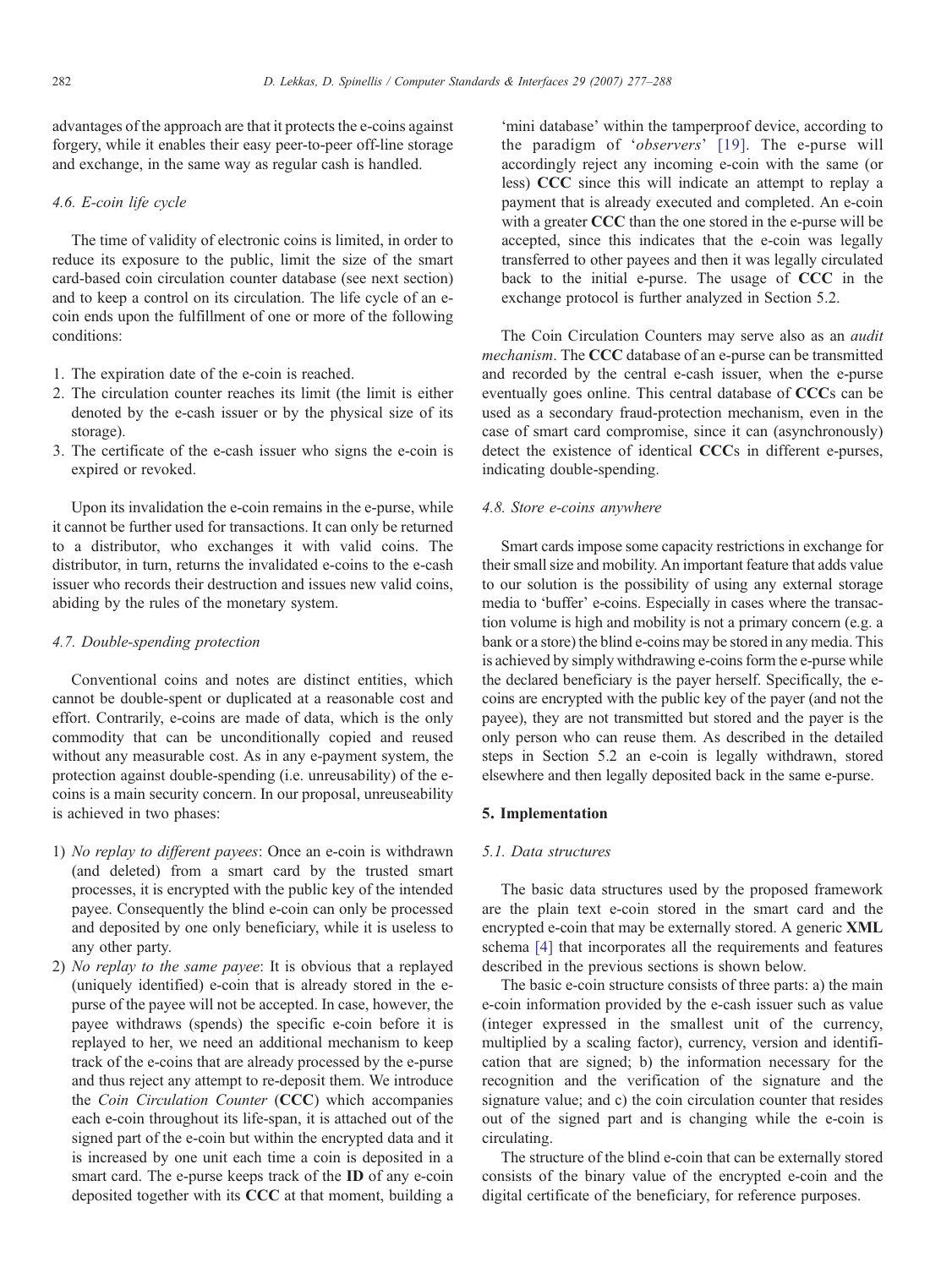advantages of the approach are that it protects the e-coins against forgery, while it enables their easy peer-to-peer off-line storage and exchange, in the same way as regular cash is handled.

### 4.6. E-coin life cycle

The time of validity of electronic coins is limited, in order to reduce its exposure to the public, limit the size of the smart card-based coin circulation counter database (see next section) and to keep a control on its circulation. The life cycle of an e-coin ends upon the fulfillment of one or more of the following conditions:

1. The expiration date of the e-coin is reached.
2. The circulation counter reaches its limit (the limit is either denoted by the e-cash issuer or by the physical size of its storage).
3. The certificate of the e-cash issuer who signs the e-coin is expired or revoked.

Upon its invalidation the e-coin remains in the e-purse, while it cannot be further used for transactions. It can only be returned to a distributor, who exchanges it with valid coins. The distributor, in turn, returns the invalidated e-coins to the e-cash issuer who records their destruction and issues new valid coins, abiding by the rules of the monetary system.

### 4.7. Double-spending protection

Conventional coins and notes are distinct entities, which cannot be double-spent or duplicated at a reasonable cost and effort. Contrarily, e-coins are made of data, which is the only commodity that can be unconditionally copied and reused without any measurable cost. As in any e-payment system, the protection against double-spending (i.e. unreusability) of the e-coins is a main security concern. In our proposal, unreuseability is achieved in two phases:

1) *No replay to different payees*: Once an e-coin is withdrawn (and deleted) from a smart card by the trusted smart processes, it is encrypted with the public key of the intended payee. Consequently the blind e-coin can only be processed and deposited by one only beneficiary, while it is useless to any other party.
2) *No replay to the same payee*: It is obvious that a replayed (uniquely identified) e-coin that is already stored in the e-purse of the payee will not be accepted. In case, however, the payee withdraws (spends) the specific e-coin before it is replayed to her, we need an additional mechanism to keep track of the e-coins that are already processed by the e-purse and thus reject any attempt to re-deposit them. We introduce the *Coin Circulation Counter* (**CCC**) which accompanies each e-coin throughout its life-span, it is attached out of the signed part of the e-coin but within the encrypted data and it is increased by one unit each time a coin is deposited in a smart card. The e-purse keeps track of the **ID** of any e-coin deposited together with its **CCC** at that moment, building a 'mini database' within the tamperproof device, according to the paradigm of '*observers*' [19]. The e-purse will accordingly reject any incoming e-coin with the same (or less) **CCC** since this will indicate an attempt to replay a payment that is already executed and completed. An e-coin with a greater **CCC** than the one stored in the e-purse will be accepted, since this indicates that the e-coin was legally transferred to other payees and then it was legally circulated back to the initial e-purse. The usage of **CCC** in the exchange protocol is further analyzed in Section 5.2.

The Coin Circulation Counters may serve also as an *audit mechanism*. The **CCC** database of an e-purse can be transmitted and recorded by the central e-cash issuer, when the e-purse eventually goes online. This central database of **CCC**s can be used as a secondary fraud-protection mechanism, even in the case of smart card compromise, since it can (asynchronously) detect the existence of identical **CCC**s in different e-purses, indicating double-spending.

### 4.8. Store e-coins anywhere

Smart cards impose some capacity restrictions in exchange for their small size and mobility. An important feature that adds value to our solution is the possibility of using any external storage media to 'buffer' e-coins. Especially in cases where the transaction volume is high and mobility is not a primary concern (e.g. a bank or a store) the blind e-coins may be stored in any media. This is achieved by simply withdrawing e-coins form the e-purse while the declared beneficiary is the payer herself. Specifically, the e-coins are encrypted with the public key of the payer (and not the payee), they are not transmitted but stored and the payer is the only person who can reuse them. As described in the detailed steps in Section 5.2 an e-coin is legally withdrawn, stored elsewhere and then legally deposited back in the same e-purse.

## 5. Implementation

### 5.1. Data structures

The basic data structures used by the proposed framework are the plain text e-coin stored in the smart card and the encrypted e-coin that may be externally stored. A generic **XML** schema [4] that incorporates all the requirements and features described in the previous sections is shown below.

The basic e-coin structure consists of three parts: a) the main e-coin information provided by the e-cash issuer such as value (integer expressed in the smallest unit of the currency, multiplied by a scaling factor), currency, version and identification that are signed; b) the information necessary for the recognition and the verification of the signature and the signature value; and c) the coin circulation counter that resides out of the signed part and is changing while the e-coin is circulating.

The structure of the blind e-coin that can be externally stored consists of the binary value of the encrypted e-coin and the digital certificate of the beneficiary, for reference purposes.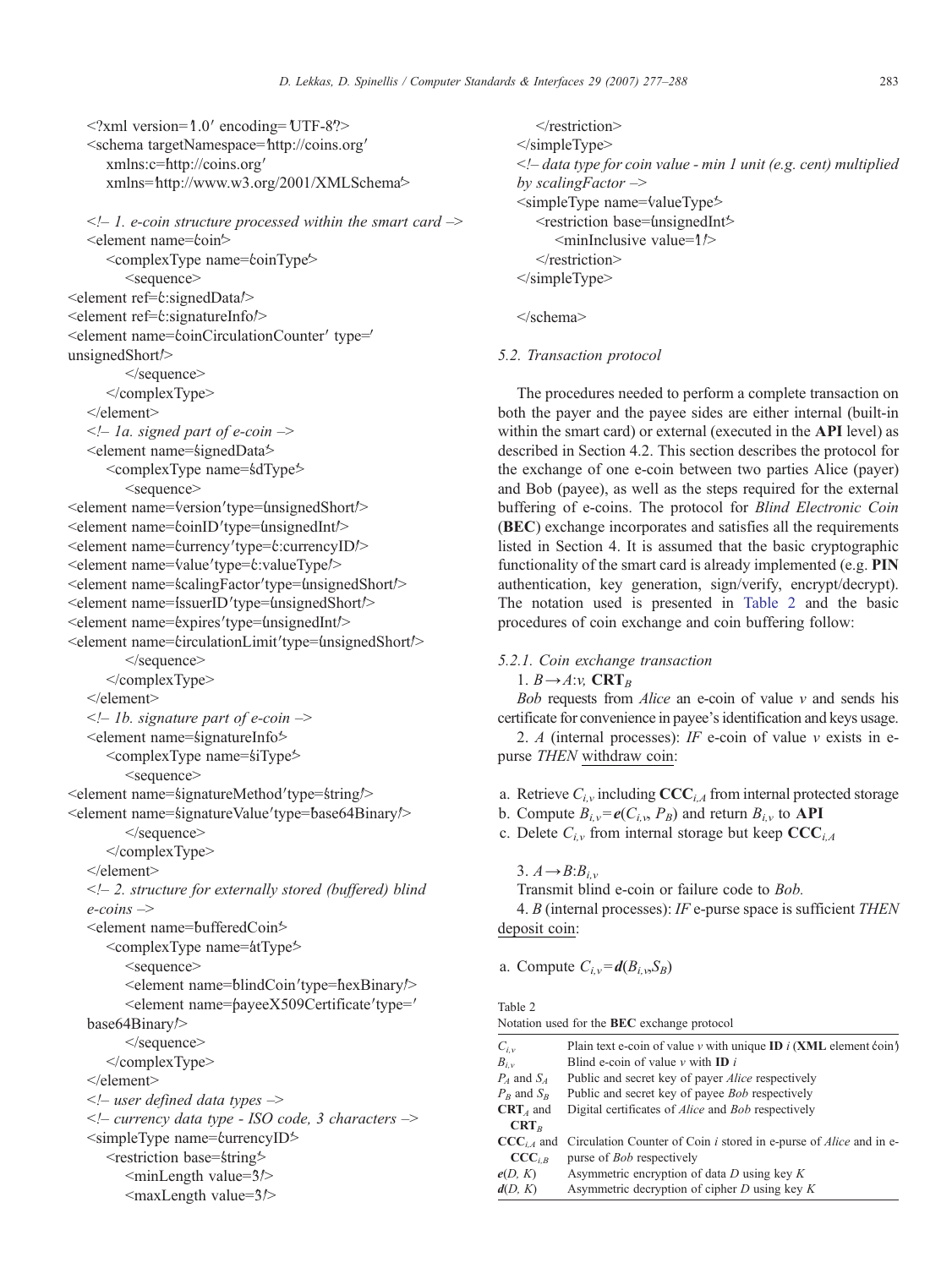```
<?xml version='1.0' encoding='UTF-8'?>
<schema targetNamespace='http://coins.org'
   xmlns:c='http://coins.org'
   xmlns='http://www.w3.org/2001/XMLSchema'>

<!-- 1. e-coin structure processed within the smart card -->
<element name='coin'>
   <complexType name='coinType'>
      <sequence>
<element ref='c:signedData'/>
<element ref='c:signatureInfo'/>
<element name='coinCirculationCounter' type='
unsignedShort'/>
      </sequence>
   </complexType>
</element>
<!-- 1a. signed part of e-coin -->
<element name='signedData'>
   <complexType name='sdType'>
      <sequence>
<element name='version' type='unsignedShort'/>
<element name='coinID' type='unsignedInt'/>
<element name='currency' type='c:currencyID'/>
<element name='value' type='c:valueType'/>
<element name='scalingFactor' type='unsignedShort'/>
<element name='issuerID' type='unsignedShort'/>
<element name='expires' type='unsignedInt'/>
<element name='circulationLimit' type='unsignedShort'/>
      </sequence>
   </complexType>
</element>
<!-- 1b. signature part of e-coin -->
<element name='signatureInfo'>
   <complexType name='siType'>
      <sequence>
<element name='signatureMethod' type='string'/>
<element name='signatureValue' type='base64Binary'/>
      </sequence>
   </complexType>
</element>
<!-- 2. structure for externally stored (buffered) blind
e-coins -->
<element name='bufferedCoin'>
   <complexType name='atType'>
      <sequence>
         <element name='blindCoin' type='hexBinary'/>
         <element name='payeeX509Certificate' type='
base64Binary'/>
      </sequence>
   </complexType>
</element>
<!-- user defined data types -->
<!-- currency data type - ISO code, 3 characters -->
<simpleType name='currencyID'>
   <restriction base='string'>
      <minLength value='3'/>
      <maxLength value='3'/>
   </restriction>
</simpleType>
<!-- data type for coin value - min 1 unit (e.g. cent) multiplied
by scalingFactor -->
<simpleType name='valueType'>
   <restriction base='unsignedInt'>
      <minInclusive value='1'/>
   </restriction>
</simpleType>

</schema>
```

### 5.2. Transaction protocol

The procedures needed to perform a complete transaction on both the payer and the payee sides are either internal (built-in within the smart card) or external (executed in the **API** level) as described in Section 4.2. This section describes the protocol for the exchange of one e-coin between two parties Alice (payer) and Bob (payee), as well as the steps required for the external buffering of e-coins. The protocol for *Blind Electronic Coin* (**BEC**) exchange incorporates and satisfies all the requirements listed in Section 4. It is assumed that the basic cryptographic functionality of the smart card is already implemented (e.g. **PIN** authentication, key generation, sign/verify, encrypt/decrypt). The notation used is presented in Table 2 and the basic procedures of coin exchange and coin buffering follow:

#### 5.2.1. Coin exchange transaction

1. $B \rightarrow A$:$v$, $\mathbf{CRT}_B$

*Bob* requests from *Alice* an e-coin of value $v$ and sends his certificate for convenience in payee's identification and keys usage.

2. $A$ (internal processes): *IF* e-coin of value $v$ exists in e-purse *THEN* withdraw coin:

a. Retrieve $C_{i,v}$ including $\mathbf{CCC}_{i,A}$ from internal protected storage
b. Compute $B_{i,v}=\boldsymbol{e}(C_{i,v}, P_B)$ and return $B_{i,v}$ to **API**
c. Delete $C_{i,v}$ from internal storage but keep $\mathbf{CCC}_{i,A}$

3. $A \rightarrow B$:$B_{i,v}$

Transmit blind e-coin or failure code to *Bob.*

4. $B$ (internal processes): *IF* e-purse space is sufficient *THEN* deposit coin:

a. Compute $C_{i,v}=\boldsymbol{d}(B_{i,v},S_B)$

Table 2
Notation used for the **BEC** exchange protocol

| | |
|---|---|
| $C_{i,v}$ | Plain text e-coin of value $v$ with unique **ID** $i$ (**XML** element 'coin') |
| $B_{i,v}$ | Blind e-coin of value $v$ with **ID** $i$ |
| $P_A$ and $S_A$ | Public and secret key of payer *Alice* respectively |
| $P_B$ and $S_B$ | Public and secret key of payee *Bob* respectively |
| $\mathbf{CRT}_A$ and $\mathbf{CRT}_B$ | Digital certificates of *Alice* and *Bob* respectively |
| $\mathbf{CCC}_{i,A}$ and $\mathbf{CCC}_{i,B}$ | Circulation Counter of Coin $i$ stored in e-purse of *Alice* and in e-purse of *Bob* respectively |
| $\boldsymbol{e}(D, K)$ | Asymmetric encryption of data $D$ using key $K$ |
| $\boldsymbol{d}(D, K)$ | Asymmetric decryption of cipher $D$ using key $K$ |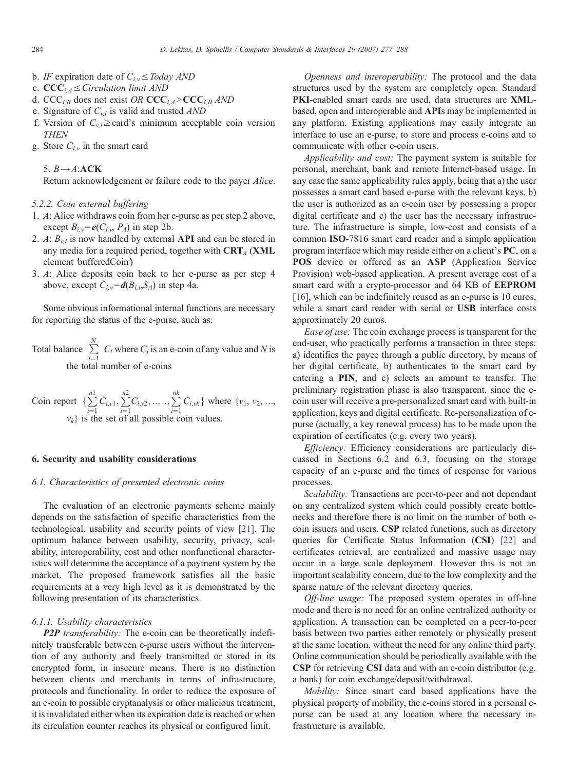b. *IF* expiration date of $C_{i,v} \leq$ *Today AND*

c. $\mathbf{CCC}_{i,A} \leq$ *Circulation limit AND*

d. $\mathrm{CCC}_{i,B}$ does not exist *OR* $\mathbf{CCC}_{i,A} > \mathbf{CCC}_{i,B}$ *AND*

e. Signature of $C_{v,i}$ is valid and trusted *AND*

f. Version of $C_{v,i} \geq$ card's minimum acceptable coin version *THEN*

g. Store $C_{i,v}$ in the smart card

5. $B \rightarrow A$:**ACK**

Return acknowledgement or failure code to the payer *Alice*.

#### 5.2.2. Coin external buffering

1. *A*: Alice withdraws coin from her e-purse as per step 2 above, except $B_{i,v} = \boldsymbol{e}(C_{i,v}, P_A)$ in step 2b.
2. *A*: $B_{v,i}$ is now handled by external **API** and can be stored in any media for a required period, together with $\mathbf{CRT}_A$ (**XML** element 'bufferedCoin')
3. *A*: Alice deposits coin back to her e-purse as per step 4 above, except $C_{i,v} = \boldsymbol{d}(B_{i,v}, S_A)$ in step 4a.

Some obvious informational internal functions are necessary for reporting the status of the e-purse, such as:

Total balance $\sum_{i=1}^{N} C_i$ where $C_i$ is an e-coin of any value and $N$ is the total number of e-coins

Coin report $\{\sum_{i=1}^{n1} C_{i,v1}, \sum_{i=1}^{n2} C_{i,v2}, \ldots, \sum_{i=1}^{nk} C_{i,vk}\}$ where $\{v_1, v_2, \ldots, v_k\}$ is the set of all possible coin values.

## 6. Security and usability considerations

### 6.1. Characteristics of presented electronic coins

The evaluation of an electronic payments scheme mainly depends on the satisfaction of specific characteristics from the technological, usability and security points of view [21]. The optimum balance between usability, security, privacy, scalability, interoperability, cost and other nonfunctional characteristics will determine the acceptance of a payment system by the market. The proposed framework satisfies all the basic requirements at a very high level as it is demonstrated by the following presentation of its characteristics.

#### 6.1.1. Usability characteristics

***P2P*** *transferability:* The e-coin can be theoretically indefinitely transferable between e-purse users without the intervention of any authority and freely transmitted or stored in its encrypted form, in insecure means. There is no distinction between clients and merchants in terms of infrastructure, protocols and functionality. In order to reduce the exposure of an e-coin to possible cryptanalysis or other malicious treatment, it is invalidated either when its expiration date is reached or when its circulation counter reaches its physical or configured limit.

*Openness and interoperability:* The protocol and the data structures used by the system are completely open. Standard **PKI**-enabled smart cards are used, data structures are **XML**-based, open and interoperable and **API**s may be implemented in any platform. Existing applications may easily integrate an interface to use an e-purse, to store and process e-coins and to communicate with other e-coin users.

*Applicability and cost:* The payment system is suitable for personal, merchant, bank and remote Internet-based usage. In any case the same applicability rules apply, being that a) the user possesses a smart card based e-purse with the relevant keys, b) the user is authorized as an e-coin user by possessing a proper digital certificate and c) the user has the necessary infrastructure. The infrastructure is simple, low-cost and consists of a common **ISO**-7816 smart card reader and a simple application program interface which may reside either on a client's **PC**, on a **POS** device or offered as an **ASP** (Application Service Provision) web-based application. A present average cost of a smart card with a crypto-processor and 64 KB of **EEPROM** [16], which can be indefinitely reused as an e-purse is 10 euros, while a smart card reader with serial or **USB** interface costs approximately 20 euros.

*Ease of use:* The coin exchange process is transparent for the end-user, who practically performs a transaction in three steps: a) identifies the payee through a public directory, by means of her digital certificate, b) authenticates to the smart card by entering a **PIN**, and c) selects an amount to transfer. The preliminary registration phase is also transparent, since the e-coin user will receive a pre-personalized smart card with built-in application, keys and digital certificate. Re-personalization of e-purse (actually, a key renewal process) has to be made upon the expiration of certificates (e.g. every two years).

*Efficiency:* Efficiency considerations are particularly discussed in Sections 6.2 and 6.3, focusing on the storage capacity of an e-purse and the times of response for various processes.

*Scalability:* Transactions are peer-to-peer and not dependant on any centralized system which could possibly create bottlenecks and therefore there is no limit on the number of both e-coin issuers and users. **CSP** related functions, such as directory queries for Certificate Status Information (**CSI**) [22] and certificates retrieval, are centralized and massive usage may occur in a large scale deployment. However this is not an important scalability concern, due to the low complexity and the sparse nature of the relevant directory queries.

*Off-line usage:* The proposed system operates in off-line mode and there is no need for an online centralized authority or application. A transaction can be completed on a peer-to-peer basis between two parties either remotely or physically present at the same location, without the need for any online third party. Online communication should be periodically available with the **CSP** for retrieving **CSI** data and with an e-coin distributor (e.g. a bank) for coin exchange/deposit/withdrawal.

*Mobility:* Since smart card based applications have the physical property of mobility, the e-coins stored in a personal e-purse can be used at any location where the necessary infrastructure is available.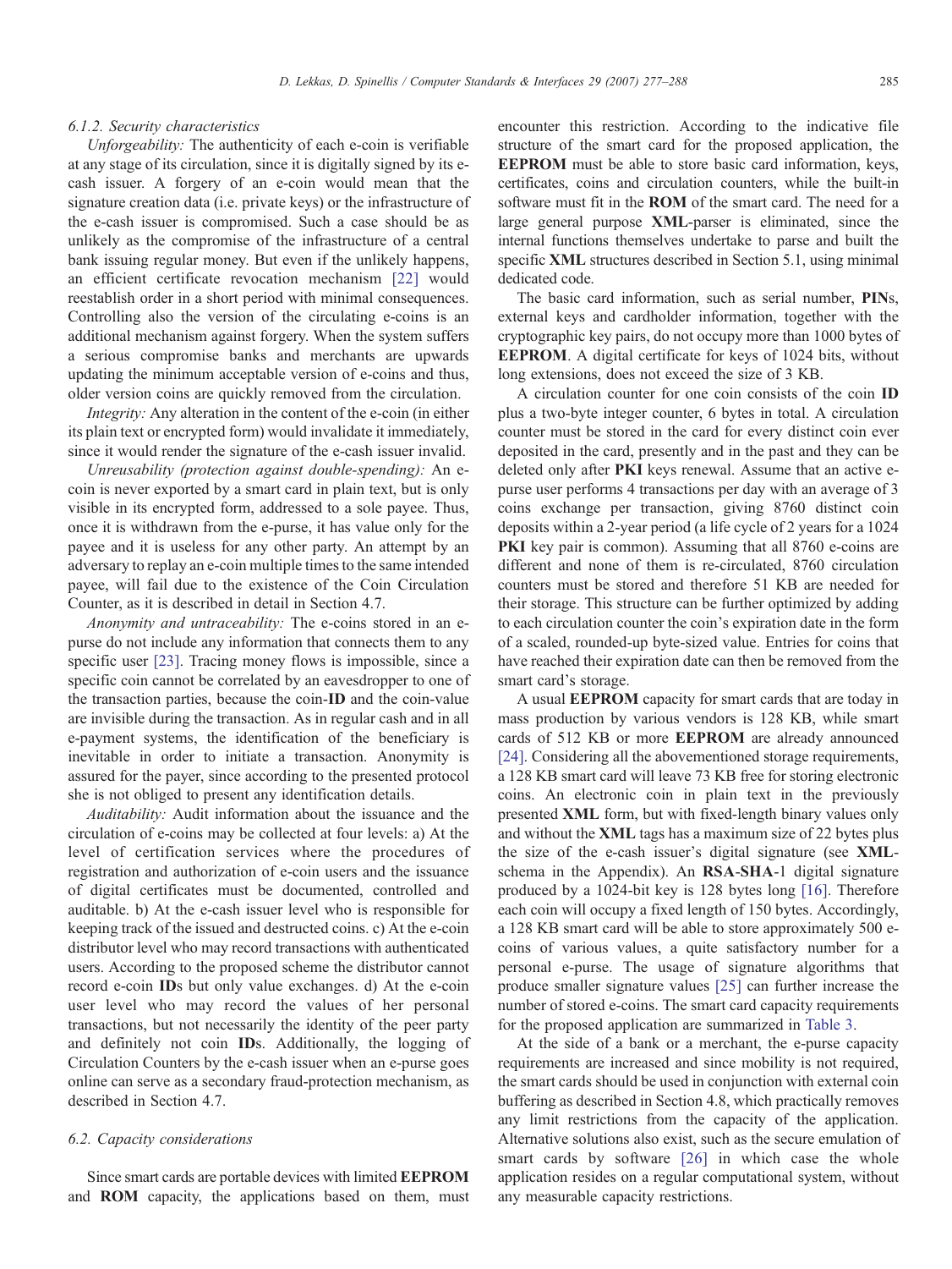#### 6.1.2. Security characteristics

*Unforgeability:* The authenticity of each e-coin is verifiable at any stage of its circulation, since it is digitally signed by its e-cash issuer. A forgery of an e-coin would mean that the signature creation data (i.e. private keys) or the infrastructure of the e-cash issuer is compromised. Such a case should be as unlikely as the compromise of the infrastructure of a central bank issuing regular money. But even if the unlikely happens, an efficient certificate revocation mechanism [22] would reestablish order in a short period with minimal consequences. Controlling also the version of the circulating e-coins is an additional mechanism against forgery. When the system suffers a serious compromise banks and merchants are upwards updating the minimum acceptable version of e-coins and thus, older version coins are quickly removed from the circulation.

*Integrity:* Any alteration in the content of the e-coin (in either its plain text or encrypted form) would invalidate it immediately, since it would render the signature of the e-cash issuer invalid.

*Unreusability (protection against double-spending):* An e-coin is never exported by a smart card in plain text, but is only visible in its encrypted form, addressed to a sole payee. Thus, once it is withdrawn from the e-purse, it has value only for the payee and it is useless for any other party. An attempt by an adversary to replay an e-coin multiple times to the same intended payee, will fail due to the existence of the Coin Circulation Counter, as it is described in detail in Section 4.7.

*Anonymity and untraceability:* The e-coins stored in an e-purse do not include any information that connects them to any specific user [23]. Tracing money flows is impossible, since a specific coin cannot be correlated by an eavesdropper to one of the transaction parties, because the coin-**ID** and the coin-value are invisible during the transaction. As in regular cash and in all e-payment systems, the identification of the beneficiary is inevitable in order to initiate a transaction. Anonymity is assured for the payer, since according to the presented protocol she is not obliged to present any identification details.

*Auditability:* Audit information about the issuance and the circulation of e-coins may be collected at four levels: a) At the level of certification services where the procedures of registration and authorization of e-coin users and the issuance of digital certificates must be documented, controlled and auditable. b) At the e-cash issuer level who is responsible for keeping track of the issued and destructed coins. c) At the e-coin distributor level who may record transactions with authenticated users. According to the proposed scheme the distributor cannot record e-coin **ID**s but only value exchanges. d) At the e-coin user level who may record the values of her personal transactions, but not necessarily the identity of the peer party and definitely not coin **ID**s. Additionally, the logging of Circulation Counters by the e-cash issuer when an e-purse goes online can serve as a secondary fraud-protection mechanism, as described in Section 4.7.

### 6.2. Capacity considerations

Since smart cards are portable devices with limited **EEPROM** and **ROM** capacity, the applications based on them, must encounter this restriction. According to the indicative file structure of the smart card for the proposed application, the **EEPROM** must be able to store basic card information, keys, certificates, coins and circulation counters, while the built-in software must fit in the **ROM** of the smart card. The need for a large general purpose **XML**-parser is eliminated, since the internal functions themselves undertake to parse and built the specific **XML** structures described in Section 5.1, using minimal dedicated code.

The basic card information, such as serial number, **PIN**s, external keys and cardholder information, together with the cryptographic key pairs, do not occupy more than 1000 bytes of **EEPROM**. A digital certificate for keys of 1024 bits, without long extensions, does not exceed the size of 3 KB.

A circulation counter for one coin consists of the coin **ID** plus a two-byte integer counter, 6 bytes in total. A circulation counter must be stored in the card for every distinct coin ever deposited in the card, presently and in the past and they can be deleted only after **PKI** keys renewal. Assume that an active e-purse user performs 4 transactions per day with an average of 3 coins exchange per transaction, giving 8760 distinct coin deposits within a 2-year period (a life cycle of 2 years for a 1024 **PKI** key pair is common). Assuming that all 8760 e-coins are different and none of them is re-circulated, 8760 circulation counters must be stored and therefore 51 KB are needed for their storage. This structure can be further optimized by adding to each circulation counter the coin's expiration date in the form of a scaled, rounded-up byte-sized value. Entries for coins that have reached their expiration date can then be removed from the smart card's storage.

A usual **EEPROM** capacity for smart cards that are today in mass production by various vendors is 128 KB, while smart cards of 512 KB or more **EEPROM** are already announced [24]. Considering all the abovementioned storage requirements, a 128 KB smart card will leave 73 KB free for storing electronic coins. An electronic coin in plain text in the previously presented **XML** form, but with fixed-length binary values only and without the **XML** tags has a maximum size of 22 bytes plus the size of the e-cash issuer's digital signature (see **XML**-schema in the Appendix). An **RSA**-**SHA**-1 digital signature produced by a 1024-bit key is 128 bytes long [16]. Therefore each coin will occupy a fixed length of 150 bytes. Accordingly, a 128 KB smart card will be able to store approximately 500 e-coins of various values, a quite satisfactory number for a personal e-purse. The usage of signature algorithms that produce smaller signature values [25] can further increase the number of stored e-coins. The smart card capacity requirements for the proposed application are summarized in Table 3.

At the side of a bank or a merchant, the e-purse capacity requirements are increased and since mobility is not required, the smart cards should be used in conjunction with external coin buffering as described in Section 4.8, which practically removes any limit restrictions from the capacity of the application. Alternative solutions also exist, such as the secure emulation of smart cards by software [26] in which case the whole application resides on a regular computational system, without any measurable capacity restrictions.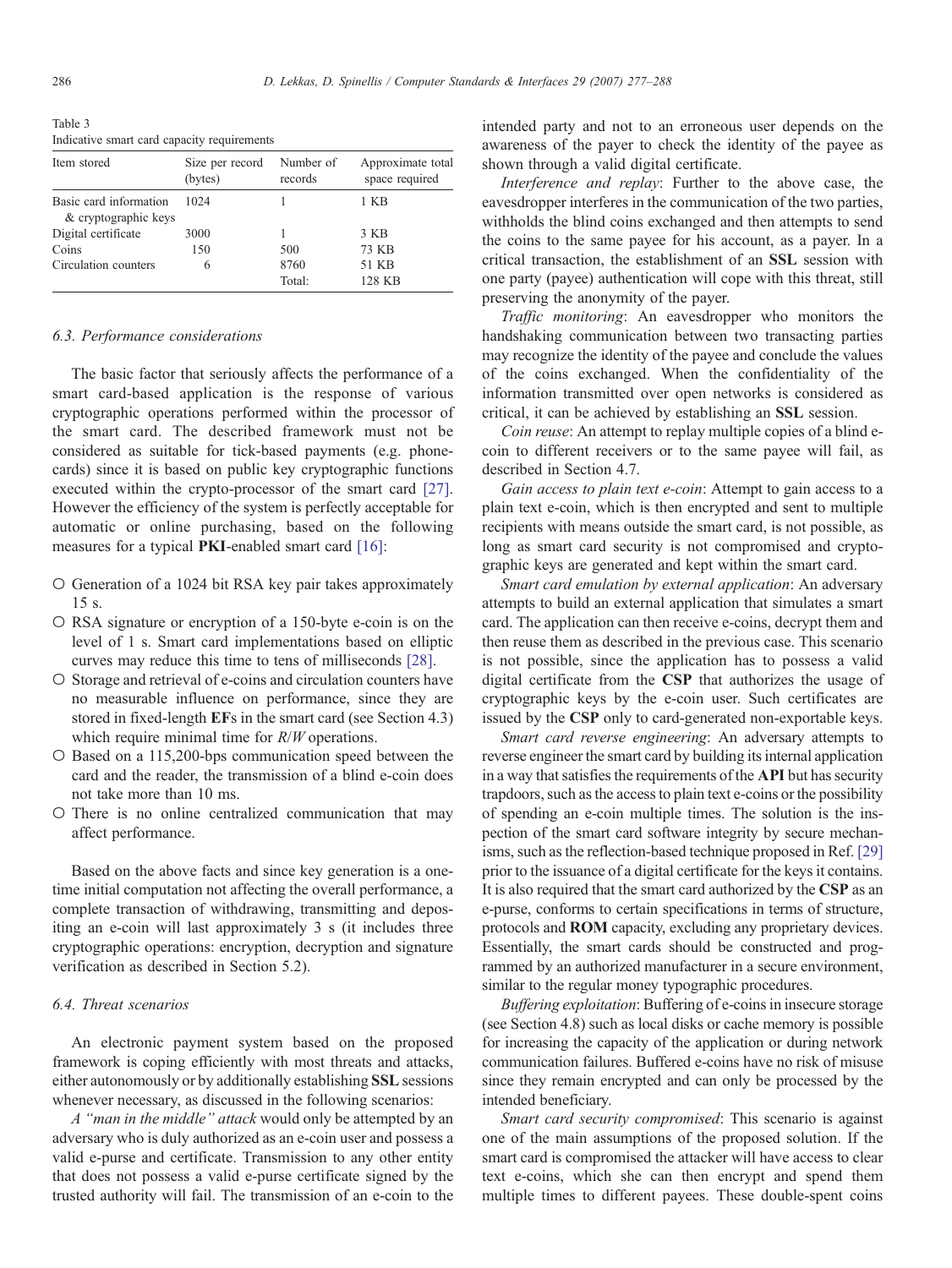Table 3
Indicative smart card capacity requirements

| Item stored | Size per record (bytes) | Number of records | Approximate total space required |
|---|---|---|---|
| Basic card information & cryptographic keys | 1024 | 1 | 1 KB |
| Digital certificate | 3000 | 1 | 3 KB |
| Coins | 150 | 500 | 73 KB |
| Circulation counters | 6 | 8760 | 51 KB |
| | | Total: | 128 KB |

### 6.3. Performance considerations

The basic factor that seriously affects the performance of a smart card-based application is the response of various cryptographic operations performed within the processor of the smart card. The described framework must not be considered as suitable for tick-based payments (e.g. phone-cards) since it is based on public key cryptographic functions executed within the crypto-processor of the smart card [27]. However the efficiency of the system is perfectly acceptable for automatic or online purchasing, based on the following measures for a typical **PKI**-enabled smart card [16]:

- Generation of a 1024 bit RSA key pair takes approximately 15 s.
- RSA signature or encryption of a 150-byte e-coin is on the level of 1 s. Smart card implementations based on elliptic curves may reduce this time to tens of milliseconds [28].
- Storage and retrieval of e-coins and circulation counters have no measurable influence on performance, since they are stored in fixed-length **EF**s in the smart card (see Section 4.3) which require minimal time for *R*/*W* operations.
- Based on a 115,200-bps communication speed between the card and the reader, the transmission of a blind e-coin does not take more than 10 ms.
- There is no online centralized communication that may affect performance.

Based on the above facts and since key generation is a one-time initial computation not affecting the overall performance, a complete transaction of withdrawing, transmitting and depositing an e-coin will last approximately 3 s (it includes three cryptographic operations: encryption, decryption and signature verification as described in Section 5.2).

### 6.4. Threat scenarios

An electronic payment system based on the proposed framework is coping efficiently with most threats and attacks, either autonomously or by additionally establishing **SSL** sessions whenever necessary, as discussed in the following scenarios:

*A "man in the middle" attack* would only be attempted by an adversary who is duly authorized as an e-coin user and possess a valid e-purse and certificate. Transmission to any other entity that does not possess a valid e-purse certificate signed by the trusted authority will fail. The transmission of an e-coin to the intended party and not to an erroneous user depends on the awareness of the payer to check the identity of the payee as shown through a valid digital certificate.

*Interference and replay*: Further to the above case, the eavesdropper interferes in the communication of the two parties, withholds the blind coins exchanged and then attempts to send the coins to the same payee for his account, as a payer. In a critical transaction, the establishment of an **SSL** session with one party (payee) authentication will cope with this threat, still preserving the anonymity of the payer.

*Traffic monitoring*: An eavesdropper who monitors the handshaking communication between two transacting parties may recognize the identity of the payee and conclude the values of the coins exchanged. When the confidentiality of the information transmitted over open networks is considered as critical, it can be achieved by establishing an **SSL** session.

*Coin reuse*: An attempt to replay multiple copies of a blind e-coin to different receivers or to the same payee will fail, as described in Section 4.7.

*Gain access to plain text e-coin*: Attempt to gain access to a plain text e-coin, which is then encrypted and sent to multiple recipients with means outside the smart card, is not possible, as long as smart card security is not compromised and cryptographic keys are generated and kept within the smart card.

*Smart card emulation by external application*: An adversary attempts to build an external application that simulates a smart card. The application can then receive e-coins, decrypt them and then reuse them as described in the previous case. This scenario is not possible, since the application has to possess a valid digital certificate from the **CSP** that authorizes the usage of cryptographic keys by the e-coin user. Such certificates are issued by the **CSP** only to card-generated non-exportable keys.

*Smart card reverse engineering*: An adversary attempts to reverse engineer the smart card by building its internal application in a way that satisfies the requirements of the **API** but has security trapdoors, such as the access to plain text e-coins or the possibility of spending an e-coin multiple times. The solution is the inspection of the smart card software integrity by secure mechanisms, such as the reflection-based technique proposed in Ref. [29] prior to the issuance of a digital certificate for the keys it contains. It is also required that the smart card authorized by the **CSP** as an e-purse, conforms to certain specifications in terms of structure, protocols and **ROM** capacity, excluding any proprietary devices. Essentially, the smart cards should be constructed and programmed by an authorized manufacturer in a secure environment, similar to the regular money typographic procedures.

*Buffering exploitation*: Buffering of e-coins in insecure storage (see Section 4.8) such as local disks or cache memory is possible for increasing the capacity of the application or during network communication failures. Buffered e-coins have no risk of misuse since they remain encrypted and can only be processed by the intended beneficiary.

*Smart card security compromised*: This scenario is against one of the main assumptions of the proposed solution. If the smart card is compromised the attacker will have access to clear text e-coins, which she can then encrypt and spend them multiple times to different payees. These double-spent coins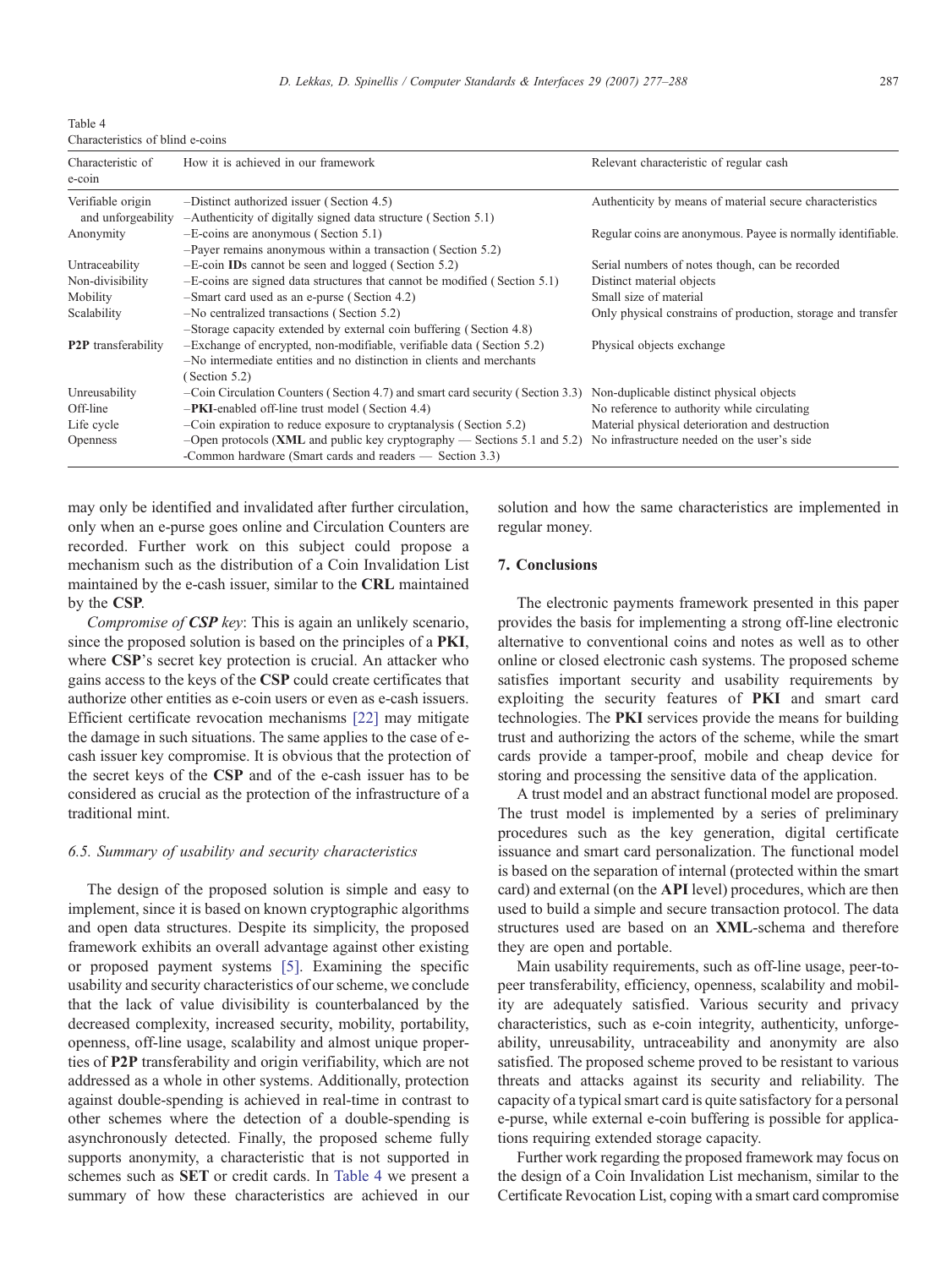Table 4
Characteristics of blind e-coins

| Characteristic of e-coin | How it is achieved in our framework | Relevant characteristic of regular cash |
|---|---|---|
| Verifiable origin and unforgeability | –Distinct authorized issuer (Section 4.5)<br>–Authenticity of digitally signed data structure (Section 5.1) | Authenticity by means of material secure characteristics |
| Anonymity | –E-coins are anonymous (Section 5.1)<br>–Payer remains anonymous within a transaction (Section 5.2) | Regular coins are anonymous. Payee is normally identifiable. |
| Untraceability | –E-coin **ID**s cannot be seen and logged (Section 5.2) | Serial numbers of notes though, can be recorded |
| Non-divisibility | –E-coins are signed data structures that cannot be modified (Section 5.1) | Distinct material objects |
| Mobility | –Smart card used as an e-purse (Section 4.2) | Small size of material |
| Scalability | –No centralized transactions (Section 5.2)<br>–Storage capacity extended by external coin buffering (Section 4.8) | Only physical constrains of production, storage and transfer |
| **P2P** transferability | –Exchange of encrypted, non-modifiable, verifiable data (Section 5.2)<br>–No intermediate entities and no distinction in clients and merchants (Section 5.2) | Physical objects exchange |
| Unreusability | –Coin Circulation Counters (Section 4.7) and smart card security (Section 3.3) | Non-duplicable distinct physical objects |
| Off-line | –**PKI**-enabled off-line trust model (Section 4.4) | No reference to authority while circulating |
| Life cycle | –Coin expiration to reduce exposure to cryptanalysis (Section 5.2) | Material physical deterioration and destruction |
| Openness | –Open protocols (**XML** and public key cryptography — Sections 5.1 and 5.2)<br>-Common hardware (Smart cards and readers — Section 3.3) | No infrastructure needed on the user's side |

may only be identified and invalidated after further circulation, only when an e-purse goes online and Circulation Counters are recorded. Further work on this subject could propose a mechanism such as the distribution of a Coin Invalidation List maintained by the e-cash issuer, similar to the **CRL** maintained by the **CSP**.

*Compromise of **CSP** key*: This is again an unlikely scenario, since the proposed solution is based on the principles of a **PKI**, where **CSP**'s secret key protection is crucial. An attacker who gains access to the keys of the **CSP** could create certificates that authorize other entities as e-coin users or even as e-cash issuers. Efficient certificate revocation mechanisms [22] may mitigate the damage in such situations. The same applies to the case of e-cash issuer key compromise. It is obvious that the protection of the secret keys of the **CSP** and of the e-cash issuer has to be considered as crucial as the protection of the infrastructure of a traditional mint.

### 6.5. Summary of usability and security characteristics

The design of the proposed solution is simple and easy to implement, since it is based on known cryptographic algorithms and open data structures. Despite its simplicity, the proposed framework exhibits an overall advantage against other existing or proposed payment systems [5]. Examining the specific usability and security characteristics of our scheme, we conclude that the lack of value divisibility is counterbalanced by the decreased complexity, increased security, mobility, portability, openness, off-line usage, scalability and almost unique properties of **P2P** transferability and origin verifiability, which are not addressed as a whole in other systems. Additionally, protection against double-spending is achieved in real-time in contrast to other schemes where the detection of a double-spending is asynchronously detected. Finally, the proposed scheme fully supports anonymity, a characteristic that is not supported in schemes such as **SET** or credit cards. In Table 4 we present a summary of how these characteristics are achieved in our solution and how the same characteristics are implemented in regular money.

## 7. Conclusions

The electronic payments framework presented in this paper provides the basis for implementing a strong off-line electronic alternative to conventional coins and notes as well as to other online or closed electronic cash systems. The proposed scheme satisfies important security and usability requirements by exploiting the security features of **PKI** and smart card technologies. The **PKI** services provide the means for building trust and authorizing the actors of the scheme, while the smart cards provide a tamper-proof, mobile and cheap device for storing and processing the sensitive data of the application.

A trust model and an abstract functional model are proposed. The trust model is implemented by a series of preliminary procedures such as the key generation, digital certificate issuance and smart card personalization. The functional model is based on the separation of internal (protected within the smart card) and external (on the **API** level) procedures, which are then used to build a simple and secure transaction protocol. The data structures used are based on an **XML**-schema and therefore they are open and portable.

Main usability requirements, such as off-line usage, peer-to-peer transferability, efficiency, openness, scalability and mobility are adequately satisfied. Various security and privacy characteristics, such as e-coin integrity, authenticity, unforgeability, unreusability, untraceability and anonymity are also satisfied. The proposed scheme proved to be resistant to various threats and attacks against its security and reliability. The capacity of a typical smart card is quite satisfactory for a personal e-purse, while external e-coin buffering is possible for applications requiring extended storage capacity.

Further work regarding the proposed framework may focus on the design of a Coin Invalidation List mechanism, similar to the Certificate Revocation List, coping with a smart card compromise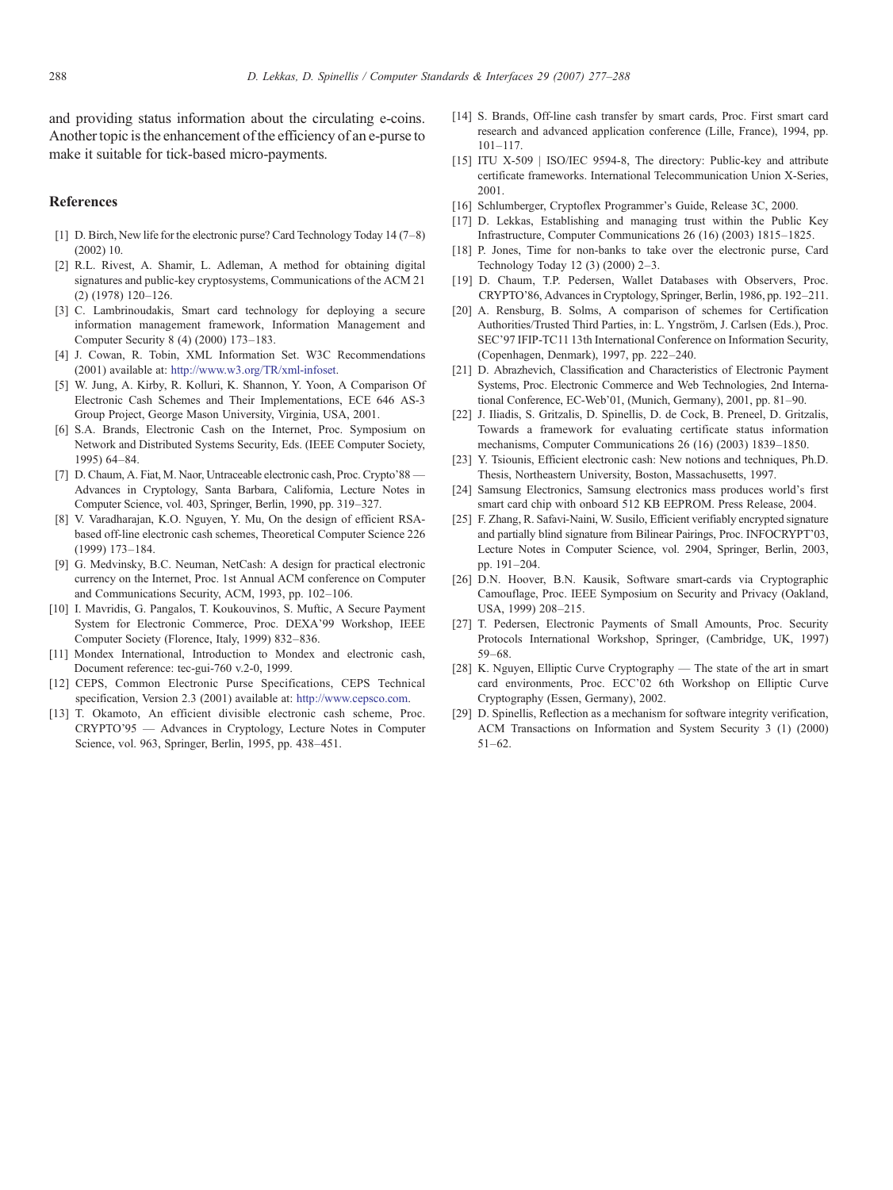and providing status information about the circulating e-coins. Another topic is the enhancement of the efficiency of an e-purse to make it suitable for tick-based micro-payments.

## References

[1] D. Birch, New life for the electronic purse? Card Technology Today 14 (7–8) (2002) 10.

[2] R.L. Rivest, A. Shamir, L. Adleman, A method for obtaining digital signatures and public-key cryptosystems, Communications of the ACM 21 (2) (1978) 120–126.

[3] C. Lambrinoudakis, Smart card technology for deploying a secure information management framework, Information Management and Computer Security 8 (4) (2000) 173–183.

[4] J. Cowan, R. Tobin, XML Information Set. W3C Recommendations (2001) available at: http://www.w3.org/TR/xml-infoset.

[5] W. Jung, A. Kirby, R. Kolluri, K. Shannon, Y. Yoon, A Comparison Of Electronic Cash Schemes and Their Implementations, ECE 646 AS-3 Group Project, George Mason University, Virginia, USA, 2001.

[6] S.A. Brands, Electronic Cash on the Internet, Proc. Symposium on Network and Distributed Systems Security, Eds. (IEEE Computer Society, 1995) 64–84.

[7] D. Chaum, A. Fiat, M. Naor, Untraceable electronic cash, Proc. Crypto'88 — Advances in Cryptology, Santa Barbara, California, Lecture Notes in Computer Science, vol. 403, Springer, Berlin, 1990, pp. 319–327.

[8] V. Varadharajan, K.O. Nguyen, Y. Mu, On the design of efficient RSA-based off-line electronic cash schemes, Theoretical Computer Science 226 (1999) 173–184.

[9] G. Medvinsky, B.C. Neuman, NetCash: A design for practical electronic currency on the Internet, Proc. 1st Annual ACM conference on Computer and Communications Security, ACM, 1993, pp. 102–106.

[10] I. Mavridis, G. Pangalos, T. Koukouvinos, S. Muftic, A Secure Payment System for Electronic Commerce, Proc. DEXA'99 Workshop, IEEE Computer Society (Florence, Italy, 1999) 832–836.

[11] Mondex International, Introduction to Mondex and electronic cash, Document reference: tec-gui-760 v.2-0, 1999.

[12] CEPS, Common Electronic Purse Specifications, CEPS Technical specification, Version 2.3 (2001) available at: http://www.cepsco.com.

[13] T. Okamoto, An efficient divisible electronic cash scheme, Proc. CRYPTO'95 — Advances in Cryptology, Lecture Notes in Computer Science, vol. 963, Springer, Berlin, 1995, pp. 438–451.

[14] S. Brands, Off-line cash transfer by smart cards, Proc. First smart card research and advanced application conference (Lille, France), 1994, pp. 101–117.

[15] ITU X-509 | ISO/IEC 9594-8, The directory: Public-key and attribute certificate frameworks. International Telecommunication Union X-Series, 2001.

[16] Schlumberger, Cryptoflex Programmer's Guide, Release 3C, 2000.

[17] D. Lekkas, Establishing and managing trust within the Public Key Infrastructure, Computer Communications 26 (16) (2003) 1815–1825.

[18] P. Jones, Time for non-banks to take over the electronic purse, Card Technology Today 12 (3) (2000) 2–3.

[19] D. Chaum, T.P. Pedersen, Wallet Databases with Observers, Proc. CRYPTO'86, Advances in Cryptology, Springer, Berlin, 1986, pp. 192–211.

[20] A. Rensburg, B. Solms, A comparison of schemes for Certification Authorities/Trusted Third Parties, in: L. Yngström, J. Carlsen (Eds.), Proc. SEC'97 IFIP-TC11 13th International Conference on Information Security, (Copenhagen, Denmark), 1997, pp. 222–240.

[21] D. Abrazhevich, Classification and Characteristics of Electronic Payment Systems, Proc. Electronic Commerce and Web Technologies, 2nd International Conference, EC-Web'01, (Munich, Germany), 2001, pp. 81–90.

[22] J. Iliadis, S. Gritzalis, D. Spinellis, D. de Cock, B. Preneel, D. Gritzalis, Towards a framework for evaluating certificate status information mechanisms, Computer Communications 26 (16) (2003) 1839–1850.

[23] Y. Tsiounis, Efficient electronic cash: New notions and techniques, Ph.D. Thesis, Northeastern University, Boston, Massachusetts, 1997.

[24] Samsung Electronics, Samsung electronics mass produces world's first smart card chip with onboard 512 KB EEPROM. Press Release, 2004.

[25] F. Zhang, R. Safavi-Naini, W. Susilo, Efficient verifiably encrypted signature and partially blind signature from Bilinear Pairings, Proc. INFOCRYPT'03, Lecture Notes in Computer Science, vol. 2904, Springer, Berlin, 2003, pp. 191–204.

[26] D.N. Hoover, B.N. Kausik, Software smart-cards via Cryptographic Camouflage, Proc. IEEE Symposium on Security and Privacy (Oakland, USA, 1999) 208–215.

[27] T. Pedersen, Electronic Payments of Small Amounts, Proc. Security Protocols International Workshop, Springer, (Cambridge, UK, 1997) 59–68.

[28] K. Nguyen, Elliptic Curve Cryptography — The state of the art in smart card environments, Proc. ECC'02 6th Workshop on Elliptic Curve Cryptography (Essen, Germany), 2002.

[29] D. Spinellis, Reflection as a mechanism for software integrity verification, ACM Transactions on Information and System Security 3 (1) (2000) 51–62.